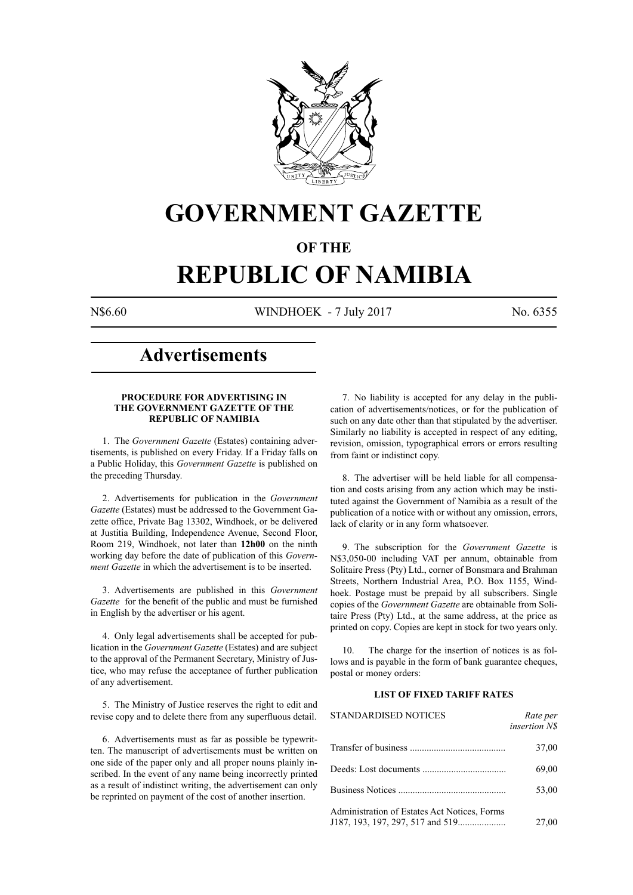# GOVERNMENT GAZETTE

## OF THE

# REPUBLIC OF NAMIBIA

N$6.60 WINDHOEK - 7 July 2017 No. 6355

## Advertisements

### PROCEDURE FOR ADVERTISING IN THE GOVERNMENT GAZETTE OF THE REPUBLIC OF NAMIBIA

1. The *Government Gazette* (Estates) containing advertisements, is published on every Friday. If a Friday falls on a Public Holiday, this *Government Gazette* is published on the preceding Thursday.

2. Advertisements for publication in the *Government Gazette* (Estates) must be addressed to the Government Gazette office, Private Bag 13302, Windhoek, or be delivered at Justitia Building, Independence Avenue, Second Floor, Room 219, Windhoek, not later than **12h00** on the ninth working day before the date of publication of this *Government Gazette* in which the advertisement is to be inserted.

3. Advertisements are published in this *Government Gazette* for the benefit of the public and must be furnished in English by the advertiser or his agent.

4. Only legal advertisements shall be accepted for publication in the *Government Gazette* (Estates) and are subject to the approval of the Permanent Secretary, Ministry of Justice, who may refuse the acceptance of further publication of any advertisement.

5. The Ministry of Justice reserves the right to edit and revise copy and to delete there from any superfluous detail.

6. Advertisements must as far as possible be typewritten. The manuscript of advertisements must be written on one side of the paper only and all proper nouns plainly inscribed. In the event of any name being incorrectly printed as a result of indistinct writing, the advertisement can only be reprinted on payment of the cost of another insertion.

7. No liability is accepted for any delay in the publication of advertisements/notices, or for the publication of such on any date other than that stipulated by the advertiser. Similarly no liability is accepted in respect of any editing, revision, omission, typographical errors or errors resulting from faint or indistinct copy.

8. The advertiser will be held liable for all compensation and costs arising from any action which may be instituted against the Government of Namibia as a result of the publication of a notice with or without any omission, errors, lack of clarity or in any form whatsoever.

9. The subscription for the *Government Gazette* is N$3,050-00 including VAT per annum, obtainable from Solitaire Press (Pty) Ltd., corner of Bonsmara and Brahman Streets, Northern Industrial Area, P.O. Box 1155, Windhoek. Postage must be prepaid by all subscribers. Single copies of the *Government Gazette* are obtainable from Solitaire Press (Pty) Ltd., at the same address, at the price as printed on copy. Copies are kept in stock for two years only.

10. The charge for the insertion of notices is as follows and is payable in the form of bank guarantee cheques, postal or money orders:

### LIST OF FIXED TARIFF RATES

| STANDARDISED NOTICES | *Rate per insertion N$* |
|---|---|
| Transfer of business | 37,00 |
| Deeds: Lost documents | 69,00 |
| Business Notices | 53,00 |
| Administration of Estates Act Notices, Forms J187, 193, 197, 297, 517 and 519 | 27,00 |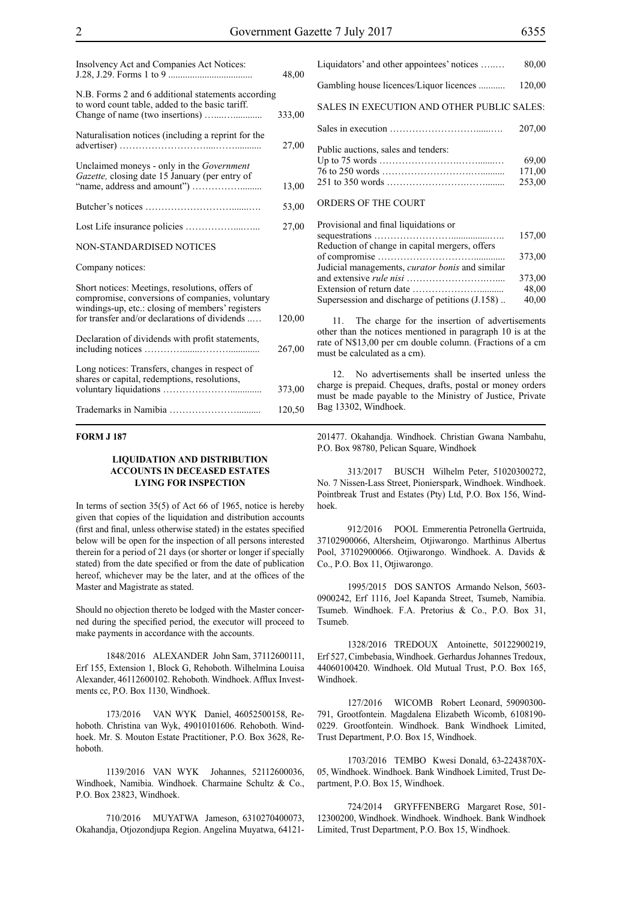| | |
|---|---|
| Insolvency Act and Companies Act Notices: J.28, J.29. Forms 1 to 9 | 48,00 |
| N.B. Forms 2 and 6 additional statements according to word count table, added to the basic tariff. | |
| Change of name (two insertions) | 333,00 |
| Naturalisation notices (including a reprint for the advertiser) | 27,00 |
| Unclaimed moneys - only in the *Government Gazette,* closing date 15 January (per entry of "name, address and amount") | 13,00 |
| Butcher's notices | 53,00 |
| Lost Life insurance policies | 27,00 |
| NON-STANDARDISED NOTICES | |
| Company notices: | |
| Short notices: Meetings, resolutions, offers of compromise, conversions of companies, voluntary windings-up, etc.: closing of members' registers for transfer and/or declarations of dividends | 120,00 |
| Declaration of dividends with profit statements, including notices | 267,00 |
| Long notices: Transfers, changes in respect of shares or capital, redemptions, resolutions, voluntary liquidations | 373,00 |
| Trademarks in Namibia | 120,50 |
| Liquidators' and other appointees' notices | 80,00 |
| Gambling house licences/Liquor licences | 120,00 |
| SALES IN EXECUTION AND OTHER PUBLIC SALES: | |
| Sales in execution | 207,00 |
| Public auctions, sales and tenders: | |
| Up to 75 words | 69,00 |
| 76 to 250 words | 171,00 |
| 251 to 350 words | 253,00 |
| ORDERS OF THE COURT | |
| Provisional and final liquidations or sequestrations | 157,00 |
| Reduction of change in capital mergers, offers of compromise | 373,00 |
| Judicial managements, *curator bonis* and similar and extensive *rule nisi* | 373,00 |
| Extension of return date | 48,00 |
| Supersession and discharge of petitions (J.158) | 40,00 |

11. The charge for the insertion of advertisements other than the notices mentioned in paragraph 10 is at the rate of N$13,00 per cm double column. (Fractions of a cm must be calculated as a cm).

12. No advertisements shall be inserted unless the charge is prepaid. Cheques, drafts, postal or money orders must be made payable to the Ministry of Justice, Private Bag 13302, Windhoek.

**FORM J 187**

### LIQUIDATION AND DISTRIBUTION ACCOUNTS IN DECEASED ESTATES LYING FOR INSPECTION

In terms of section 35(5) of Act 66 of 1965, notice is hereby given that copies of the liquidation and distribution accounts (first and final, unless otherwise stated) in the estates specified below will be open for the inspection of all persons interested therein for a period of 21 days (or shorter or longer if specially stated) from the date specified or from the date of publication hereof, whichever may be the later, and at the offices of the Master and Magistrate as stated.

Should no objection thereto be lodged with the Master concerned during the specified period, the executor will proceed to make payments in accordance with the accounts.

1848/2016 ALEXANDER John Sam, 37112600111, Erf 155, Extension 1, Block G, Rehoboth. Wilhelmina Louisa Alexander, 46112600102. Rehoboth. Windhoek. Afflux Investments cc, P.O. Box 1130, Windhoek.

173/2016 VAN WYK Daniel, 46052500158, Rehoboth. Christina van Wyk, 49010101606. Rehoboth. Windhoek. Mr. S. Mouton Estate Practitioner, P.O. Box 3628, Rehoboth.

1139/2016 VAN WYK Johannes, 52112600036, Windhoek, Namibia. Windhoek. Charmaine Schultz & Co., P.O. Box 23823, Windhoek.

710/2016 MUYATWA Jameson, 6310270400073, Okahandja, Otjozondjupa Region. Angelina Muyatwa, 64121-201477. Okahandja. Windhoek. Christian Gwana Nambahu, P.O. Box 98780, Pelican Square, Windhoek

313/2017 BUSCH Wilhelm Peter, 51020300272, No. 7 Nissen-Lass Street, Pionierspark, Windhoek. Windhoek. Pointbreak Trust and Estates (Pty) Ltd, P.O. Box 156, Windhoek.

912/2016 POOL Emmerentia Petronella Gertruida, 37102900066, Altersheim, Otjiwarongo. Marthinus Albertus Pool, 37102900066. Otjiwarongo. Windhoek. A. Davids & Co., P.O. Box 11, Otjiwarongo.

1995/2015 DOS SANTOS Armando Nelson, 5603-0900242, Erf 1116, Joel Kapanda Street, Tsumeb, Namibia. Tsumeb. Windhoek. F.A. Pretorius & Co., P.O. Box 31, Tsumeb.

1328/2016 TREDOUX Antoinette, 50122900219, Erf 527, Cimbebasia, Windhoek. Gerhardus Johannes Tredoux, 44060100420. Windhoek. Old Mutual Trust, P.O. Box 165, Windhoek.

127/2016 WICOMB Robert Leonard, 59090300-791, Grootfontein. Magdalena Elizabeth Wicomb, 6108190-0229. Grootfontein. Windhoek. Bank Windhoek Limited, Trust Department, P.O. Box 15, Windhoek.

1703/2016 TEMBO Kwesi Donald, 63-2243870X-05, Windhoek. Windhoek. Bank Windhoek Limited, Trust Department, P.O. Box 15, Windhoek.

724/2014 GRYFFENBERG Margaret Rose, 501-12300200, Windhoek. Windhoek. Windhoek. Bank Windhoek Limited, Trust Department, P.O. Box 15, Windhoek.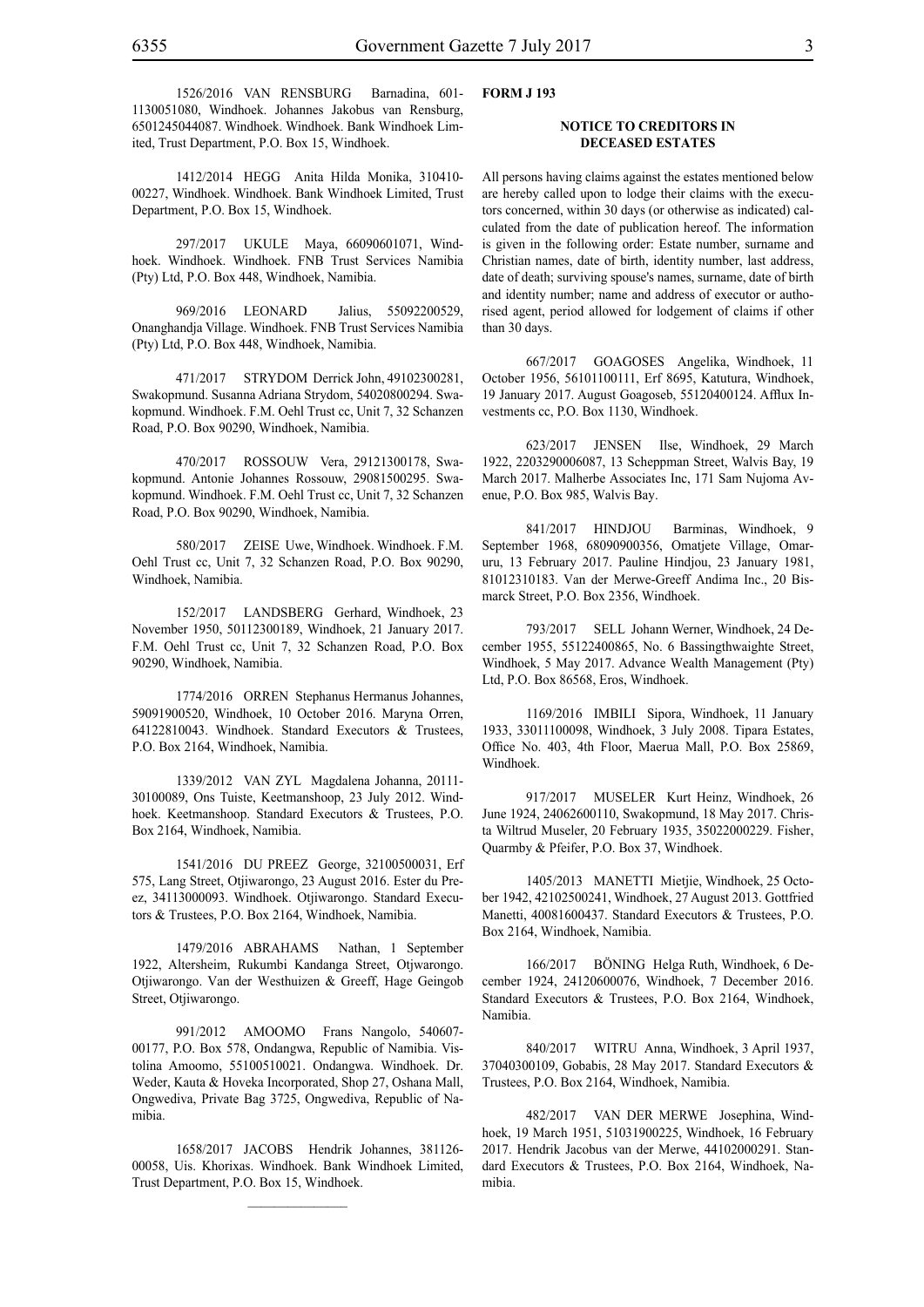1526/2016 VAN RENSBURG Barnadina, 601-1130051080, Windhoek. Johannes Jakobus van Rensburg, 6501245044087. Windhoek. Windhoek. Bank Windhoek Limited, Trust Department, P.O. Box 15, Windhoek.

1412/2014 HEGG Anita Hilda Monika, 310410-00227, Windhoek. Windhoek. Bank Windhoek Limited, Trust Department, P.O. Box 15, Windhoek.

297/2017 UKULE Maya, 66090601071, Windhoek. Windhoek. Windhoek. FNB Trust Services Namibia (Pty) Ltd, P.O. Box 448, Windhoek, Namibia.

969/2016 LEONARD Jalius, 55092200529, Onanghandja Village. Windhoek. FNB Trust Services Namibia (Pty) Ltd, P.O. Box 448, Windhoek, Namibia.

471/2017 STRYDOM Derrick John, 49102300281, Swakopmund. Susanna Adriana Strydom, 54020800294. Swakopmund. Windhoek. F.M. Oehl Trust cc, Unit 7, 32 Schanzen Road, P.O. Box 90290, Windhoek, Namibia.

470/2017 ROSSOUW Vera, 29121300178, Swakopmund. Antonie Johannes Rossouw, 29081500295. Swakopmund. Windhoek. F.M. Oehl Trust cc, Unit 7, 32 Schanzen Road, P.O. Box 90290, Windhoek, Namibia.

580/2017 ZEISE Uwe, Windhoek. Windhoek. F.M. Oehl Trust cc, Unit 7, 32 Schanzen Road, P.O. Box 90290, Windhoek, Namibia.

152/2017 LANDSBERG Gerhard, Windhoek, 23 November 1950, 50112300189, Windhoek, 21 January 2017. F.M. Oehl Trust cc, Unit 7, 32 Schanzen Road, P.O. Box 90290, Windhoek, Namibia.

1774/2016 ORREN Stephanus Hermanus Johannes, 59091900520, Windhoek, 10 October 2016. Maryna Orren, 64122810043. Windhoek. Standard Executors & Trustees, P.O. Box 2164, Windhoek, Namibia.

1339/2012 VAN ZYL Magdalena Johanna, 20111-30100089, Ons Tuiste, Keetmanshoop, 23 July 2012. Windhoek. Keetmanshoop. Standard Executors & Trustees, P.O. Box 2164, Windhoek, Namibia.

1541/2016 DU PREEZ George, 32100500031, Erf 575, Lang Street, Otjiwarongo, 23 August 2016. Ester du Preez, 34113000093. Windhoek. Otjiwarongo. Standard Executors & Trustees, P.O. Box 2164, Windhoek, Namibia.

1479/2016 ABRAHAMS Nathan, 1 September 1922, Altersheim, Rukumbi Kandanga Street, Otjwarongo. Otjiwarongo. Van der Westhuizen & Greeff, Hage Geingob Street, Otjiwarongo.

991/2012 AMOOMO Frans Nangolo, 540607-00177, P.O. Box 578, Ondangwa, Republic of Namibia. Vistolina Amoomo, 55100510021. Ondangwa. Windhoek. Dr. Weder, Kauta & Hoveka Incorporated, Shop 27, Oshana Mall, Ongwediva, Private Bag 3725, Ongwediva, Republic of Namibia.

1658/2017 JACOBS Hendrik Johannes, 381126-00058, Uis. Khorixas. Windhoek. Bank Windhoek Limited, Trust Department, P.O. Box 15, Windhoek.

________________

**FORM J 193**

**NOTICE TO CREDITORS IN DECEASED ESTATES**

All persons having claims against the estates mentioned below are hereby called upon to lodge their claims with the executors concerned, within 30 days (or otherwise as indicated) calculated from the date of publication hereof. The information is given in the following order: Estate number, surname and Christian names, date of birth, identity number, last address, date of death; surviving spouse's names, surname, date of birth and identity number; name and address of executor or authorised agent, period allowed for lodgement of claims if other than 30 days.

667/2017 GOAGOSES Angelika, Windhoek, 11 October 1956, 56101100111, Erf 8695, Katutura, Windhoek, 19 January 2017. August Goagoseb, 55120400124. Afflux Investments cc, P.O. Box 1130, Windhoek.

623/2017 JENSEN Ilse, Windhoek, 29 March 1922, 2203290006087, 13 Scheppman Street, Walvis Bay, 19 March 2017. Malherbe Associates Inc, 171 Sam Nujoma Avenue, P.O. Box 985, Walvis Bay.

841/2017 HINDJOU Barminas, Windhoek, 9 September 1968, 68090900356, Omatjete Village, Omaruru, 13 February 2017. Pauline Hindjou, 23 January 1981, 81012310183. Van der Merwe-Greeff Andima Inc., 20 Bismarck Street, P.O. Box 2356, Windhoek.

793/2017 SELL Johann Werner, Windhoek, 24 December 1955, 55122400865, No. 6 Bassingthwaighte Street, Windhoek, 5 May 2017. Advance Wealth Management (Pty) Ltd, P.O. Box 86568, Eros, Windhoek.

1169/2016 IMBILI Sipora, Windhoek, 11 January 1933, 33011100098, Windhoek, 3 July 2008. Tipara Estates, Office No. 403, 4th Floor, Maerua Mall, P.O. Box 25869, Windhoek.

917/2017 MUSELER Kurt Heinz, Windhoek, 26 June 1924, 24062600110, Swakopmund, 18 May 2017. Christa Wiltrud Museler, 20 February 1935, 35022000229. Fisher, Quarmby & Pfeifer, P.O. Box 37, Windhoek.

1405/2013 MANETTI Mietjie, Windhoek, 25 October 1942, 42102500241, Windhoek, 27 August 2013. Gottfried Manetti, 40081600437. Standard Executors & Trustees, P.O. Box 2164, Windhoek, Namibia.

166/2017 BÖNING Helga Ruth, Windhoek, 6 December 1924, 24120600076, Windhoek, 7 December 2016. Standard Executors & Trustees, P.O. Box 2164, Windhoek, Namibia.

840/2017 WITRU Anna, Windhoek, 3 April 1937, 37040300109, Gobabis, 28 May 2017. Standard Executors & Trustees, P.O. Box 2164, Windhoek, Namibia.

482/2017 VAN DER MERWE Josephina, Windhoek, 19 March 1951, 51031900225, Windhoek, 16 February 2017. Hendrik Jacobus van der Merwe, 44102000291. Standard Executors & Trustees, P.O. Box 2164, Windhoek, Namibia.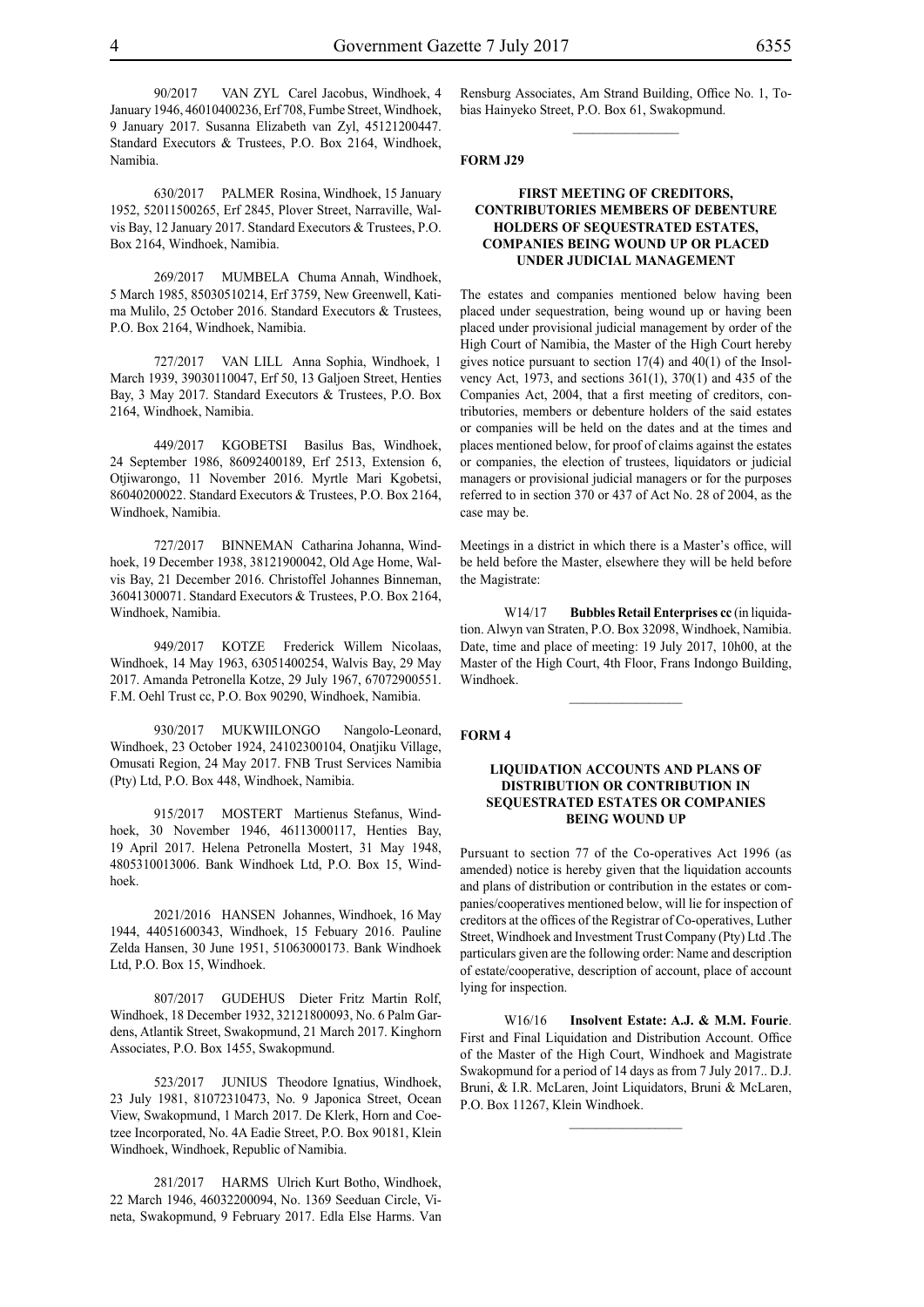90/2017 VAN ZYL Carel Jacobus, Windhoek, 4 January 1946, 46010400236, Erf 708, Fumbe Street, Windhoek, 9 January 2017. Susanna Elizabeth van Zyl, 45121200447. Standard Executors & Trustees, P.O. Box 2164, Windhoek, Namibia.

630/2017 PALMER Rosina, Windhoek, 15 January 1952, 52011500265, Erf 2845, Plover Street, Narraville, Walvis Bay, 12 January 2017. Standard Executors & Trustees, P.O. Box 2164, Windhoek, Namibia.

269/2017 MUMBELA Chuma Annah, Windhoek, 5 March 1985, 85030510214, Erf 3759, New Greenwell, Katima Mulilo, 25 October 2016. Standard Executors & Trustees, P.O. Box 2164, Windhoek, Namibia.

727/2017 VAN LILL Anna Sophia, Windhoek, 1 March 1939, 39030110047, Erf 50, 13 Galjoen Street, Henties Bay, 3 May 2017. Standard Executors & Trustees, P.O. Box 2164, Windhoek, Namibia.

449/2017 KGOBETSI Basilus Bas, Windhoek, 24 September 1986, 86092400189, Erf 2513, Extension 6, Otjiwarongo, 11 November 2016. Myrtle Mari Kgobetsi, 86040200022. Standard Executors & Trustees, P.O. Box 2164, Windhoek, Namibia.

727/2017 BINNEMAN Catharina Johanna, Windhoek, 19 December 1938, 38121900042, Old Age Home, Walvis Bay, 21 December 2016. Christoffel Johannes Binneman, 36041300071. Standard Executors & Trustees, P.O. Box 2164, Windhoek, Namibia.

949/2017 KOTZE Frederick Willem Nicolaas, Windhoek, 14 May 1963, 63051400254, Walvis Bay, 29 May 2017. Amanda Petronella Kotze, 29 July 1967, 67072900551. F.M. Oehl Trust cc, P.O. Box 90290, Windhoek, Namibia.

930/2017 MUKWIILONGO Nangolo-Leonard, Windhoek, 23 October 1924, 24102300104, Onatjiku Village, Omusati Region, 24 May 2017. FNB Trust Services Namibia (Pty) Ltd, P.O. Box 448, Windhoek, Namibia.

915/2017 MOSTERT Martienus Stefanus, Windhoek, 30 November 1946, 46113000117, Henties Bay, 19 April 2017. Helena Petronella Mostert, 31 May 1948, 4805310013006. Bank Windhoek Ltd, P.O. Box 15, Windhoek.

2021/2016 HANSEN Johannes, Windhoek, 16 May 1944, 44051600343, Windhoek, 15 Febuary 2016. Pauline Zelda Hansen, 30 June 1951, 51063000173. Bank Windhoek Ltd, P.O. Box 15, Windhoek.

807/2017 GUDEHUS Dieter Fritz Martin Rolf, Windhoek, 18 December 1932, 32121800093, No. 6 Palm Gardens, Atlantik Street, Swakopmund, 21 March 2017. Kinghorn Associates, P.O. Box 1455, Swakopmund.

523/2017 JUNIUS Theodore Ignatius, Windhoek, 23 July 1981, 81072310473, No. 9 Japonica Street, Ocean View, Swakopmund, 1 March 2017. De Klerk, Horn and Coetzee Incorporated, No. 4A Eadie Street, P.O. Box 90181, Klein Windhoek, Windhoek, Republic of Namibia.

281/2017 HARMS Ulrich Kurt Botho, Windhoek, 22 March 1946, 46032200094, No. 1369 Seeduan Circle, Vineta, Swakopmund, 9 February 2017. Edla Else Harms. Van Rensburg Associates, Am Strand Building, Office No. 1, Tobias Hainyeko Street, P.O. Box 61, Swakopmund.

---

**FORM J29**

### FIRST MEETING OF CREDITORS, CONTRIBUTORIES MEMBERS OF DEBENTURE HOLDERS OF SEQUESTRATED ESTATES, COMPANIES BEING WOUND UP OR PLACED UNDER JUDICIAL MANAGEMENT

The estates and companies mentioned below having been placed under sequestration, being wound up or having been placed under provisional judicial management by order of the High Court of Namibia, the Master of the High Court hereby gives notice pursuant to section 17(4) and 40(1) of the Insolvency Act, 1973, and sections 361(1), 370(1) and 435 of the Companies Act, 2004, that a first meeting of creditors, contributories, members or debenture holders of the said estates or companies will be held on the dates and at the times and places mentioned below, for proof of claims against the estates or companies, the election of trustees, liquidators or judicial managers or provisional judicial managers or for the purposes referred to in section 370 or 437 of Act No. 28 of 2004, as the case may be.

Meetings in a district in which there is a Master's office, will be held before the Master, elsewhere they will be held before the Magistrate:

W14/17 **Bubbles Retail Enterprises cc** (in liquidation. Alwyn van Straten, P.O. Box 32098, Windhoek, Namibia. Date, time and place of meeting: 19 July 2017, 10h00, at the Master of the High Court, 4th Floor, Frans Indongo Building, Windhoek.

---

**FORM 4**

### LIQUIDATION ACCOUNTS AND PLANS OF DISTRIBUTION OR CONTRIBUTION IN SEQUESTRATED ESTATES OR COMPANIES BEING WOUND UP

Pursuant to section 77 of the Co-operatives Act 1996 (as amended) notice is hereby given that the liquidation accounts and plans of distribution or contribution in the estates or companies/cooperatives mentioned below, will lie for inspection of creditors at the offices of the Registrar of Co-operatives, Luther Street, Windhoek and Investment Trust Company (Pty) Ltd .The particulars given are the following order: Name and description of estate/cooperative, description of account, place of account lying for inspection.

W16/16 **Insolvent Estate: A.J. & M.M. Fourie**. First and Final Liquidation and Distribution Account. Office of the Master of the High Court, Windhoek and Magistrate Swakopmund for a period of 14 days as from 7 July 2017.. D.J. Bruni, & I.R. McLaren, Joint Liquidators, Bruni & McLaren, P.O. Box 11267, Klein Windhoek.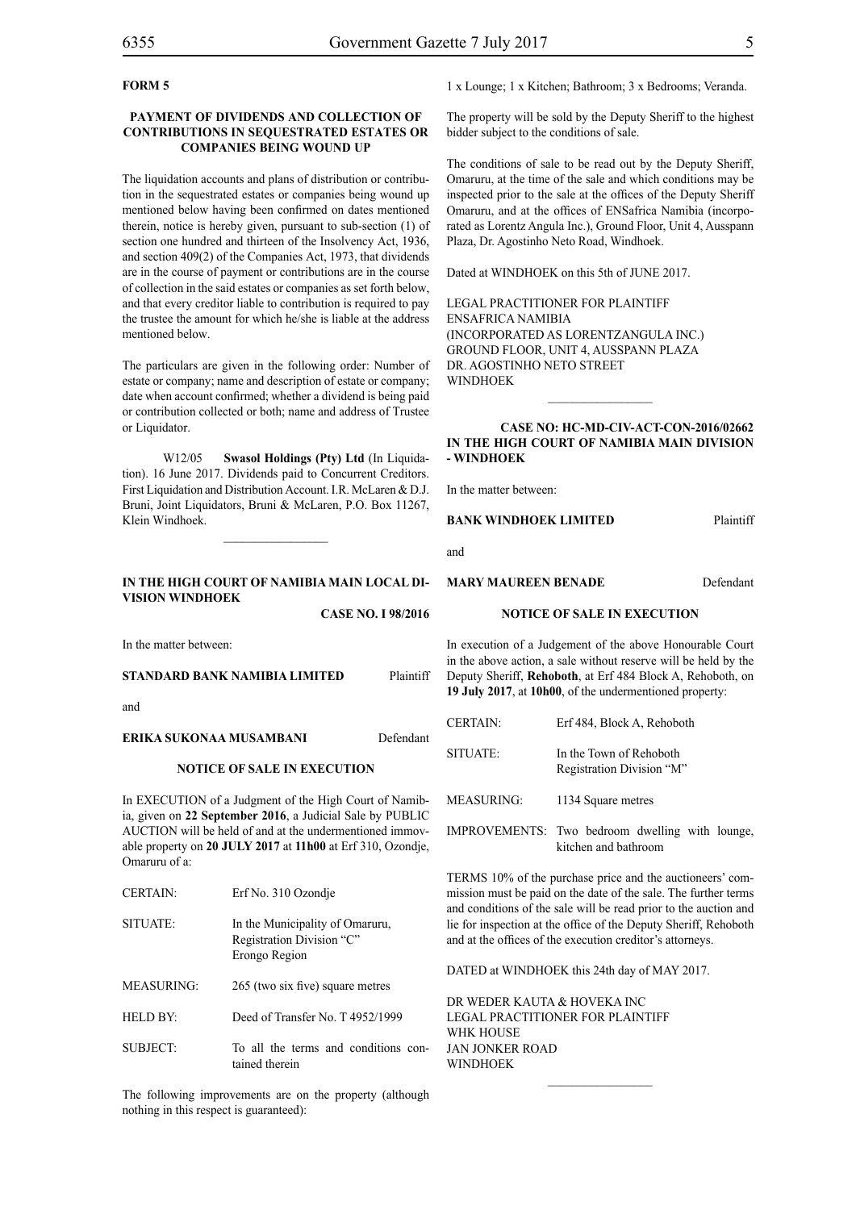**FORM 5**

**PAYMENT OF DIVIDENDS AND COLLECTION OF CONTRIBUTIONS IN SEQUESTRATED ESTATES OR COMPANIES BEING WOUND UP**

The liquidation accounts and plans of distribution or contribution in the sequestrated estates or companies being wound up mentioned below having been confirmed on dates mentioned therein, notice is hereby given, pursuant to sub-section (1) of section one hundred and thirteen of the Insolvency Act, 1936, and section 409(2) of the Companies Act, 1973, that dividends are in the course of payment or contributions are in the course of collection in the said estates or companies as set forth below, and that every creditor liable to contribution is required to pay the trustee the amount for which he/she is liable at the address mentioned below.

The particulars are given in the following order: Number of estate or company; name and description of estate or company; date when account confirmed; whether a dividend is being paid or contribution collected or both; name and address of Trustee or Liquidator.

W12/05 **Swasol Holdings (Pty) Ltd** (In Liquidation). 16 June 2017. Dividends paid to Concurrent Creditors. First Liquidation and Distribution Account. I.R. McLaren & D.J. Bruni, Joint Liquidators, Bruni & McLaren, P.O. Box 11267, Klein Windhoek.

---

**IN THE HIGH COURT OF NAMIBIA MAIN LOCAL DIVISION WINDHOEK**

**CASE NO. I 98/2016**

In the matter between:

**STANDARD BANK NAMIBIA LIMITED** Plaintiff

and

**ERIKA SUKONAA MUSAMBANI** Defendant

**NOTICE OF SALE IN EXECUTION**

In EXECUTION of a Judgment of the High Court of Namibia, given on **22 September 2016**, a Judicial Sale by PUBLIC AUCTION will be held of and at the undermentioned immovable property on **20 JULY 2017** at **11h00** at Erf 310, Ozondje, Omaruru of a:

| | |
|---|---|
| CERTAIN: | Erf No. 310 Ozondje |
| SITUATE: | In the Municipality of Omaruru, Registration Division "C" Erongo Region |
| MEASURING: | 265 (two six five) square metres |
| HELD BY: | Deed of Transfer No. T 4952/1999 |
| SUBJECT: | To all the terms and conditions contained therein |

The following improvements are on the property (although nothing in this respect is guaranteed):

1 x Lounge; 1 x Kitchen; Bathroom; 3 x Bedrooms; Veranda.

The property will be sold by the Deputy Sheriff to the highest bidder subject to the conditions of sale.

The conditions of sale to be read out by the Deputy Sheriff, Omaruru, at the time of the sale and which conditions may be inspected prior to the sale at the offices of the Deputy Sheriff Omaruru, and at the offices of ENSafrica Namibia (incorporated as Lorentz Angula Inc.), Ground Floor, Unit 4, Ausspann Plaza, Dr. Agostinho Neto Road, Windhoek.

Dated at WINDHOEK on this 5th of JUNE 2017.

LEGAL PRACTITIONER FOR PLAINTIFF
ENSAFRICA NAMIBIA
(INCORPORATED AS LORENTZANGULA INC.)
GROUND FLOOR, UNIT 4, AUSSPANN PLAZA
DR. AGOSTINHO NETO STREET
WINDHOEK

---

**CASE NO: HC-MD-CIV-ACT-CON-2016/02662**
**IN THE HIGH COURT OF NAMIBIA MAIN DIVISION - WINDHOEK**

In the matter between:

**BANK WINDHOEK LIMITED** Plaintiff

and

**MARY MAUREEN BENADE** Defendant

**NOTICE OF SALE IN EXECUTION**

In execution of a Judgement of the above Honourable Court in the above action, a sale without reserve will be held by the Deputy Sheriff, **Rehoboth**, at Erf 484 Block A, Rehoboth, on **19 July 2017**, at **10h00**, of the undermentioned property:

| | |
|---|---|
| CERTAIN: | Erf 484, Block A, Rehoboth |
| SITUATE: | In the Town of Rehoboth Registration Division "M" |
| MEASURING: | 1134 Square metres |
| IMPROVEMENTS: | Two bedroom dwelling with lounge, kitchen and bathroom |

TERMS 10% of the purchase price and the auctioneers' commission must be paid on the date of the sale. The further terms and conditions of the sale will be read prior to the auction and lie for inspection at the office of the Deputy Sheriff, Rehoboth and at the offices of the execution creditor's attorneys.

DATED at WINDHOEK this 24th day of MAY 2017.

DR WEDER KAUTA & HOVEKA INC
LEGAL PRACTITIONER FOR PLAINTIFF
WHK HOUSE
JAN JONKER ROAD
WINDHOEK

---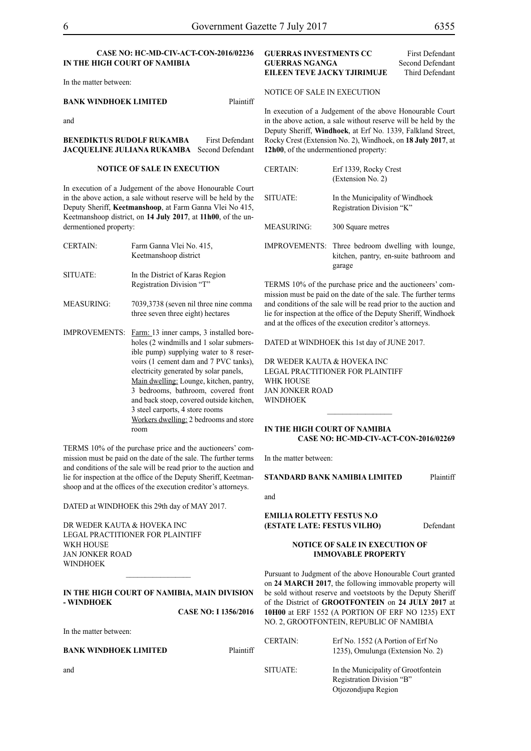**CASE NO: HC-MD-CIV-ACT-CON-2016/02236**
**IN THE HIGH COURT OF NAMIBIA**

In the matter between:

**BANK WINDHOEK LIMITED** Plaintiff

and

**BENEDIKTUS RUDOLF RUKAMBA** First Defendant
**JACQUELINE JULIANA RUKAMBA** Second Defendant

**NOTICE OF SALE IN EXECUTION**

In execution of a Judgement of the above Honourable Court in the above action, a sale without reserve will be held by the Deputy Sheriff, **Keetmanshoop**, at Farm Ganna Vlei No 415, Keetmanshoop district, on **14 July 2017**, at **11h00**, of the undermentioned property:

| | |
|---|---|
| CERTAIN: | Farm Ganna Vlei No. 415, Keetmanshoop district |
| SITUATE: | In the District of Karas Region Registration Division "T" |
| MEASURING: | 7039,3738 (seven nil three nine comma three seven three eight) hectares |
| IMPROVEMENTS: | Farm: 13 inner camps, 3 installed boreholes (2 windmills and 1 solar submersible pump) supplying water to 8 reservoirs (1 cement dam and 7 PVC tanks), electricity generated by solar panels, Main dwelling: Lounge, kitchen, pantry, 3 bedrooms, bathroom, covered front and back stoep, covered outside kitchen, 3 steel carports, 4 store rooms Workers dwelling: 2 bedrooms and store room |

TERMS 10% of the purchase price and the auctioneers' commission must be paid on the date of the sale. The further terms and conditions of the sale will be read prior to the auction and lie for inspection at the office of the Deputy Sheriff, Keetmanshoop and at the offices of the execution creditor's attorneys.

DATED at WINDHOEK this 29th day of MAY 2017.

DR WEDER KAUTA & HOVEKA INC
LEGAL PRACTITIONER FOR PLAINTIFF
WKH HOUSE
JAN JONKER ROAD
WINDHOEK

---

**IN THE HIGH COURT OF NAMIBIA, MAIN DIVISION - WINDHOEK**

**CASE NO: I 1356/2016**

In the matter between:

**BANK WINDHOEK LIMITED** Plaintiff

and

**GUERRAS INVESTMENTS CC** First Defendant
**GUERRAS NGANGA** Second Defendant
**EILEEN TEVE JACKY TJIRIMUJE** Third Defendant

NOTICE OF SALE IN EXECUTION

In execution of a Judgement of the above Honourable Court in the above action, a sale without reserve will be held by the Deputy Sheriff, **Windhoek**, at Erf No. 1339, Falkland Street, Rocky Crest (Extension No. 2), Windhoek, on **18 July 2017**, at **12h00**, of the undermentioned property:

| | |
|---|---|
| CERTAIN: | Erf 1339, Rocky Crest (Extension No. 2) |
| SITUATE: | In the Municipality of Windhoek Registration Division "K" |
| MEASURING: | 300 Square metres |
| IMPROVEMENTS: | Three bedroom dwelling with lounge, kitchen, pantry, en-suite bathroom and garage |

TERMS 10% of the purchase price and the auctioneers' commission must be paid on the date of the sale. The further terms and conditions of the sale will be read prior to the auction and lie for inspection at the office of the Deputy Sheriff, Windhoek and at the offices of the execution creditor's attorneys.

DATED at WINDHOEK this 1st day of JUNE 2017.

DR WEDER KAUTA & HOVEKA INC
LEGAL PRACTITIONER FOR PLAINTIFF
WHK HOUSE
JAN JONKER ROAD
WINDHOEK

---

**IN THE HIGH COURT OF NAMIBIA**
**CASE NO: HC-MD-CIV-ACT-CON-2016/02269**

In the matter between:

**STANDARD BANK NAMIBIA LIMITED** Plaintiff

and

**EMILIA ROLETTY FESTUS N.O**
**(ESTATE LATE: FESTUS VILHO)** Defendant

**NOTICE OF SALE IN EXECUTION OF IMMOVABLE PROPERTY**

Pursuant to Judgment of the above Honourable Court granted on **24 MARCH 2017**, the following immovable property will be sold without reserve and voetstoots by the Deputy Sheriff of the District of **GROOTFONTEIN** on **24 JULY 2017** at **10H00** at ERF 1552 (A PORTION OF ERF NO 1235) EXT NO. 2, GROOTFONTEIN, REPUBLIC OF NAMIBIA

| | |
|---|---|
| CERTAIN: | Erf No. 1552 (A Portion of Erf No 1235), Omulunga (Extension No. 2) |
| SITUATE: | In the Municipality of Grootfontein Registration Division "B" Otjozondjupa Region |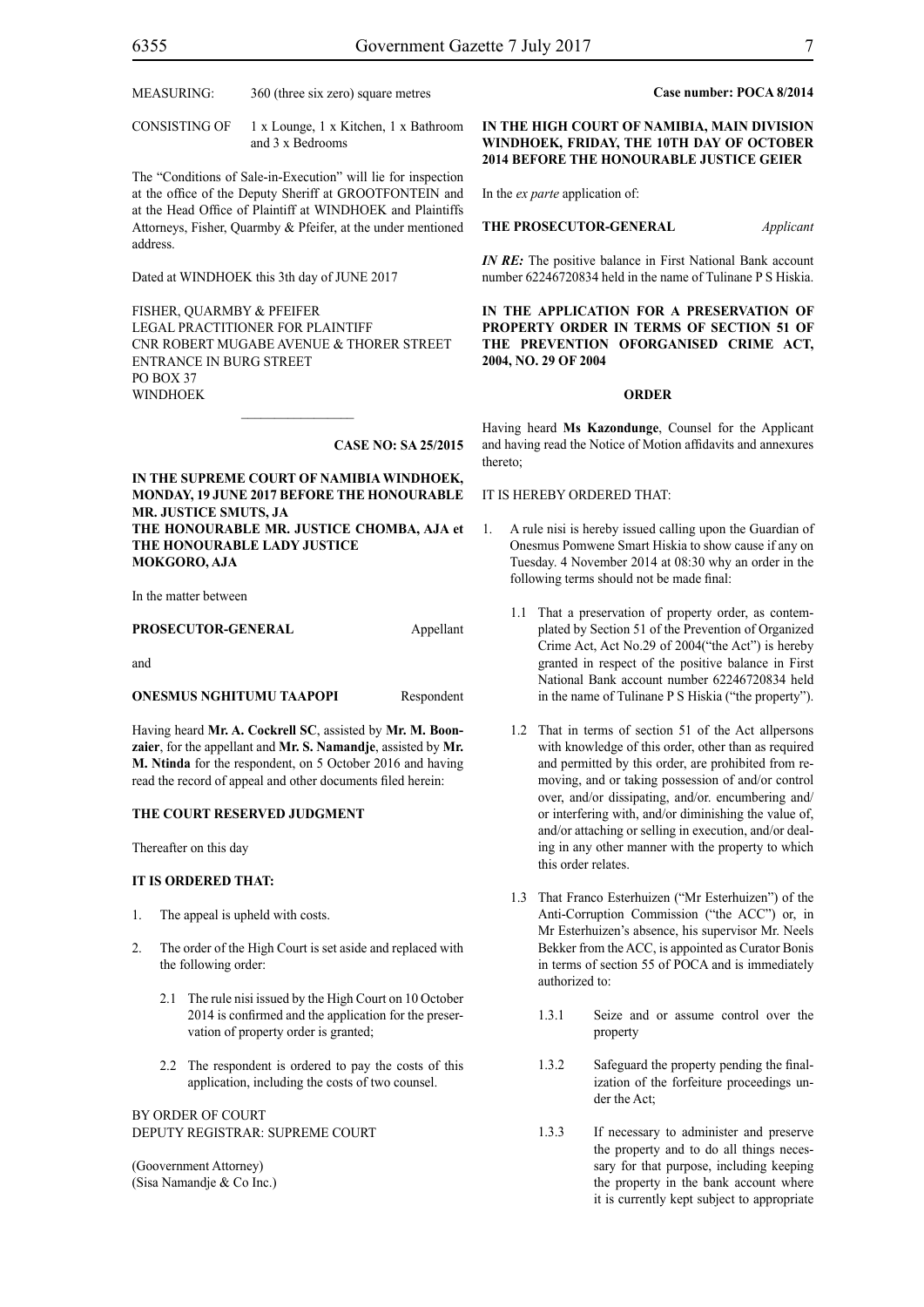| | |
|---|---|
| MEASURING: | 360 (three six zero) square metres |
| CONSISTING OF | 1 x Lounge, 1 x Kitchen, 1 x Bathroom and 3 x Bedrooms |

The "Conditions of Sale-in-Execution" will lie for inspection at the office of the Deputy Sheriff at GROOTFONTEIN and at the Head Office of Plaintiff at WINDHOEK and Plaintiffs Attorneys, Fisher, Quarmby & Pfeifer, at the under mentioned address.

Dated at WINDHOEK this 3th day of JUNE 2017

FISHER, QUARMBY & PFEIFER
LEGAL PRACTITIONER FOR PLAINTIFF
CNR ROBERT MUGABE AVENUE & THORER STREET
ENTRANCE IN BURG STREET
PO BOX 37
WINDHOEK

---

**CASE NO: SA 25/2015**

**IN THE SUPREME COURT OF NAMIBIA WINDHOEK, MONDAY, 19 JUNE 2017 BEFORE THE HONOURABLE MR. JUSTICE SMUTS, JA**
**THE HONOURABLE MR. JUSTICE CHOMBA, AJA et THE HONOURABLE LADY JUSTICE MOKGORO, AJA**

In the matter between

**PROSECUTOR-GENERAL** Appellant

and

**ONESMUS NGHITUMU TAAPOPI** Respondent

Having heard **Mr. A. Cockrell SC**, assisted by **Mr. M. Boonzaier**, for the appellant and **Mr. S. Namandje**, assisted by **Mr. M. Ntinda** for the respondent, on 5 October 2016 and having read the record of appeal and other documents filed herein:

**THE COURT RESERVED JUDGMENT**

Thereafter on this day

**IT IS ORDERED THAT:**

1. The appeal is upheld with costs.

2. The order of the High Court is set aside and replaced with the following order:

   2.1 The rule nisi issued by the High Court on 10 October 2014 is confirmed and the application for the preservation of property order is granted;

   2.2 The respondent is ordered to pay the costs of this application, including the costs of two counsel.

BY ORDER OF COURT
DEPUTY REGISTRAR: SUPREME COURT

(Goovernment Attorney)
(Sisa Namandje & Co Inc.)

---

**Case number: POCA 8/2014**

**IN THE HIGH COURT OF NAMIBIA, MAIN DIVISION WINDHOEK, FRIDAY, THE 10TH DAY OF OCTOBER 2014 BEFORE THE HONOURABLE JUSTICE GEIER**

In the *ex parte* application of:

**THE PROSECUTOR-GENERAL** *Applicant*

***IN RE:*** The positive balance in First National Bank account number 62246720834 held in the name of Tulinane P S Hiskia.

**IN THE APPLICATION FOR A PRESERVATION OF PROPERTY ORDER IN TERMS OF SECTION 51 OF THE PREVENTION OFORGANISED CRIME ACT, 2004, NO. 29 OF 2004**

**ORDER**

Having heard **Ms Kazondunge**, Counsel for the Applicant and having read the Notice of Motion affidavits and annexures thereto;

IT IS HEREBY ORDERED THAT:

1. A rule nisi is hereby issued calling upon the Guardian of Onesmus Pomwene Smart Hiskia to show cause if any on Tuesday. 4 November 2014 at 08:30 why an order in the following terms should not be made final:

   1.1 That a preservation of property order, as contemplated by Section 51 of the Prevention of Organized Crime Act, Act No.29 of 2004("the Act") is hereby granted in respect of the positive balance in First National Bank account number 62246720834 held in the name of Tulinane P S Hiskia ("the property").

   1.2 That in terms of section 51 of the Act allpersons with knowledge of this order, other than as required and permitted by this order, are prohibited from removing, and or taking possession of and/or control over, and/or dissipating, and/or. encumbering and/or interfering with, and/or diminishing the value of, and/or attaching or selling in execution, and/or dealing in any other manner with the property to which this order relates.

   1.3 That Franco Esterhuizen ("Mr Esterhuizen") of the Anti-Corruption Commission ("the ACC") or, in Mr Esterhuizen's absence, his supervisor Mr. Neels Bekker from the ACC, is appointed as Curator Bonis in terms of section 55 of POCA and is immediately authorized to:

      1.3.1 Seize and or assume control over the property

      1.3.2 Safeguard the property pending the finalization of the forfeiture proceedings under the Act;

      1.3.3 If necessary to administer and preserve the property and to do all things necessary for that purpose, including keeping the property in the bank account where it is currently kept subject to appropriate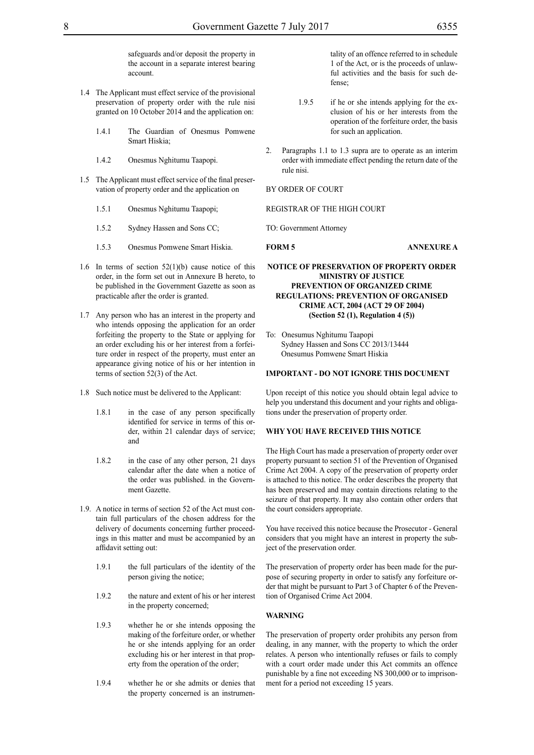safeguards and/or deposit the property in the account in a separate interest bearing account.

1.4 The Applicant must effect service of the provisional preservation of property order with the rule nisi granted on 10 October 2014 and the application on:

  1.4.1 The Guardian of Onesmus Pomwene Smart Hiskia;

  1.4.2 Onesmus Nghitumu Taapopi.

1.5 The Applicant must effect service of the final preservation of property order and the application on

  1.5.1 Onesmus Nghitumu Taapopi;

  1.5.2 Sydney Hassen and Sons CC;

  1.5.3 Onesmus Pomwene Smart Hiskia.

1.6 In terms of section 52(1)(b) cause notice of this order, in the form set out in Annexure B hereto, to be published in the Government Gazette as soon as practicable after the order is granted.

1.7 Any person who has an interest in the property and who intends opposing the application for an order forfeiting the property to the State or applying for an order excluding his or her interest from a forfeiture order in respect of the property, must enter an appearance giving notice of his or her intention in terms of section 52(3) of the Act.

1.8 Such notice must be delivered to the Applicant:

  1.8.1 in the case of any person specifically identified for service in terms of this order, within 21 calendar days of service; and

  1.8.2 in the case of any other person, 21 days calendar after the date when a notice of the order was published. in the Government Gazette.

1.9. A notice in terms of section 52 of the Act must contain full particulars of the chosen address for the delivery of documents concerning further proceedings in this matter and must be accompanied by an affidavit setting out:

  1.9.1 the full particulars of the identity of the person giving the notice;

  1.9.2 the nature and extent of his or her interest in the property concerned;

  1.9.3 whether he or she intends opposing the making of the forfeiture order, or whether he or she intends applying for an order excluding his or her interest in that property from the operation of the order;

  1.9.4 whether he or she admits or denies that the property concerned is an instrumentality of an offence referred to in schedule 1 of the Act, or is the proceeds of unlawful activities and the basis for such defense;

  1.9.5 if he or she intends applying for the exclusion of his or her interests from the operation of the forfeiture order, the basis for such an application.

2. Paragraphs 1.1 to 1.3 supra are to operate as an interim order with immediate effect pending the return date of the rule nisi.

BY ORDER OF COURT

REGISTRAR OF THE HIGH COURT

TO: Government Attorney

**FORM 5** **ANNEXURE A**

**NOTICE OF PRESERVATION OF PROPERTY ORDER**
**MINISTRY OF JUSTICE**
**PREVENTION OF ORGANIZED CRIME**
**REGULATIONS: PREVENTION OF ORGANISED CRIME ACT, 2004 (ACT 29 OF 2004)**
**(Section 52 (1), Regulation 4 (5))**

To: Onesumus Nghitumu Taapopi
Sydney Hassen and Sons CC 2013/13444
Onesumus Pomwene Smart Hiskia

**IMPORTANT - DO NOT IGNORE THIS DOCUMENT**

Upon receipt of this notice you should obtain legal advice to help you understand this document and your rights and obligations under the preservation of property order.

**WHY YOU HAVE RECEIVED THIS NOTICE**

The High Court has made a preservation of property order over property pursuant to section 51 of the Prevention of Organised Crime Act 2004. A copy of the preservation of property order is attached to this notice. The order describes the property that has been preserved and may contain directions relating to the seizure of that property. It may also contain other orders that the court considers appropriate.

You have received this notice because the Prosecutor - General considers that you might have an interest in property the subject of the preservation order.

The preservation of property order has been made for the purpose of securing property in order to satisfy any forfeiture order that might be pursuant to Part 3 of Chapter 6 of the Prevention of Organised Crime Act 2004.

**WARNING**

The preservation of property order prohibits any person from dealing, in any manner, with the property to which the order relates. A person who intentionally refuses or fails to comply with a court order made under this Act commits an offence punishable by a fine not exceeding N$ 300,000 or to imprisonment for a period not exceeding 15 years.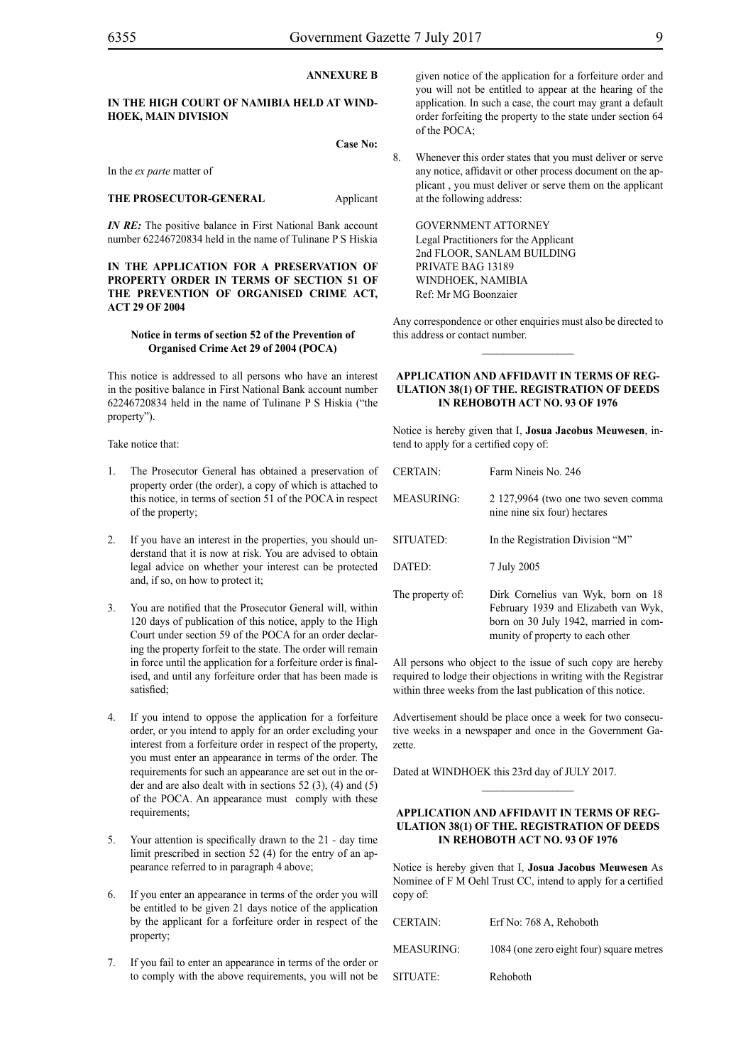**ANNEXURE B**

**IN THE HIGH COURT OF NAMIBIA HELD AT WINDHOEK, MAIN DIVISION**

**Case No:**

In the *ex parte* matter of

**THE PROSECUTOR-GENERAL** Applicant

***IN RE:*** The positive balance in First National Bank account number 62246720834 held in the name of Tulinane P S Hiskia

**IN THE APPLICATION FOR A PRESERVATION OF PROPERTY ORDER IN TERMS OF SECTION 51 OF THE PREVENTION OF ORGANISED CRIME ACT, ACT 29 OF 2004**

**Notice in terms of section 52 of the Prevention of Organised Crime Act 29 of 2004 (POCA)**

This notice is addressed to all persons who have an interest in the positive balance in First National Bank account number 62246720834 held in the name of Tulinane P S Hiskia ("the property").

Take notice that:

1. The Prosecutor General has obtained a preservation of property order (the order), a copy of which is attached to this notice, in terms of section 51 of the POCA in respect of the property;

2. If you have an interest in the properties, you should understand that it is now at risk. You are advised to obtain legal advice on whether your interest can be protected and, if so, on how to protect it;

3. You are notified that the Prosecutor General will, within 120 days of publication of this notice, apply to the High Court under section 59 of the POCA for an order declaring the property forfeit to the state. The order will remain in force until the application for a forfeiture order is finalised, and until any forfeiture order that has been made is satisfied;

4. If you intend to oppose the application for a forfeiture order, or you intend to apply for an order excluding your interest from a forfeiture order in respect of the property, you must enter an appearance in terms of the order. The requirements for such an appearance are set out in the order and are also dealt with in sections 52 (3), (4) and (5) of the POCA. An appearance must comply with these requirements;

5. Your attention is specifically drawn to the 21 - day time limit prescribed in section 52 (4) for the entry of an appearance referred to in paragraph 4 above;

6. If you enter an appearance in terms of the order you will be entitled to be given 21 days notice of the application by the applicant for a forfeiture order in respect of the property;

7. If you fail to enter an appearance in terms of the order or to comply with the above requirements, you will not be given notice of the application for a forfeiture order and you will not be entitled to appear at the hearing of the application. In such a case, the court may grant a default order forfeiting the property to the state under section 64 of the POCA;

8. Whenever this order states that you must deliver or serve any notice, affidavit or other process document on the applicant , you must deliver or serve them on the applicant at the following address:

GOVERNMENT ATTORNEY
Legal Practitioners for the Applicant
2nd FLOOR, SANLAM BUILDING
PRIVATE BAG 13189
WINDHOEK, NAMIBIA
Ref: Mr MG Boonzaier

Any correspondence or other enquiries must also be directed to this address or contact number.

---

**APPLICATION AND AFFIDAVIT IN TERMS OF REGULATION 38(1) OF THE. REGISTRATION OF DEEDS IN REHOBOTH ACT NO. 93 OF 1976**

Notice is hereby given that I, **Josua Jacobus Meuwesen**, intend to apply for a certified copy of:

| | |
|---|---|
| CERTAIN: | Farm Nineis No. 246 |
| MEASURING: | 2 127,9964 (two one two seven comma nine nine six four) hectares |
| SITUATED: | In the Registration Division "M" |
| DATED: | 7 July 2005 |
| The property of: | Dirk Cornelius van Wyk, born on 18 February 1939 and Elizabeth van Wyk, born on 30 July 1942, married in community of property to each other |

All persons who object to the issue of such copy are hereby required to lodge their objections in writing with the Registrar within three weeks from the last publication of this notice.

Advertisement should be place once a week for two consecutive weeks in a newspaper and once in the Government Gazette.

Dated at WINDHOEK this 23rd day of JULY 2017.

---

**APPLICATION AND AFFIDAVIT IN TERMS OF REGULATION 38(1) OF THE. REGISTRATION OF DEEDS IN REHOBOTH ACT NO. 93 OF 1976**

Notice is hereby given that I, **Josua Jacobus Meuwesen** As Nominee of F M Oehl Trust CC, intend to apply for a certified copy of:

| | |
|---|---|
| CERTAIN: | Erf No: 768 A, Rehoboth |
| MEASURING: | 1084 (one zero eight four) square metres |
| SITUATE: | Rehoboth |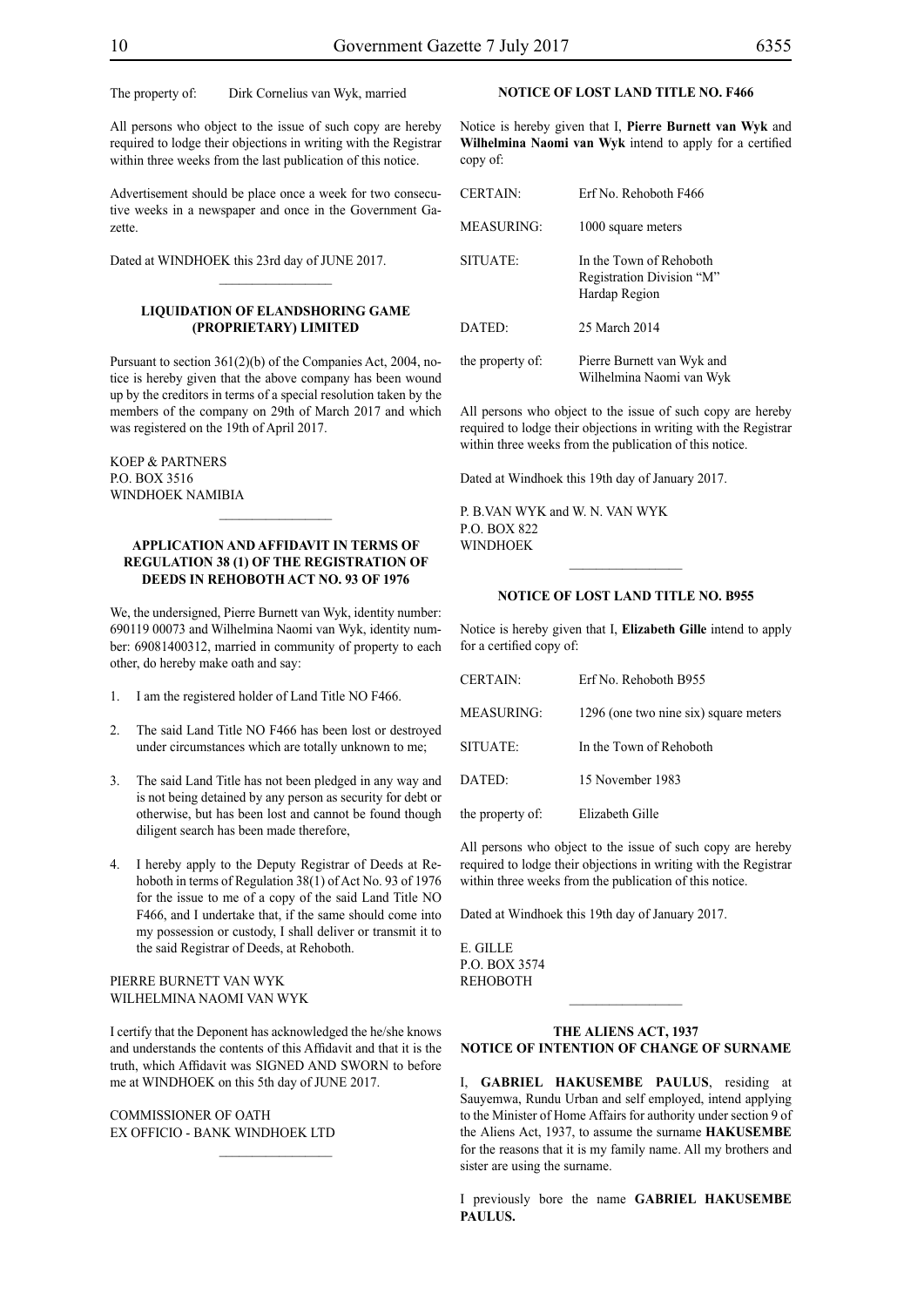The property of: Dirk Cornelius van Wyk, married

All persons who object to the issue of such copy are hereby required to lodge their objections in writing with the Registrar within three weeks from the last publication of this notice.

Advertisement should be place once a week for two consecutive weeks in a newspaper and once in the Government Gazette.

Dated at WINDHOEK this 23rd day of JUNE 2017.

---

## LIQUIDATION OF ELANDSHORING GAME (PROPRIETARY) LIMITED

Pursuant to section 361(2)(b) of the Companies Act, 2004, notice is hereby given that the above company has been wound up by the creditors in terms of a special resolution taken by the members of the company on 29th of March 2017 and which was registered on the 19th of April 2017.

KOEP & PARTNERS
P.O. BOX 3516
WINDHOEK NAMIBIA

---

## APPLICATION AND AFFIDAVIT IN TERMS OF REGULATION 38 (1) OF THE REGISTRATION OF DEEDS IN REHOBOTH ACT NO. 93 OF 1976

We, the undersigned, Pierre Burnett van Wyk, identity number: 690119 00073 and Wilhelmina Naomi van Wyk, identity number: 69081400312, married in community of property to each other, do hereby make oath and say:

1. I am the registered holder of Land Title NO F466.
2. The said Land Title NO F466 has been lost or destroyed under circumstances which are totally unknown to me;
3. The said Land Title has not been pledged in any way and is not being detained by any person as security for debt or otherwise, but has been lost and cannot be found though diligent search has been made therefore,
4. I hereby apply to the Deputy Registrar of Deeds at Rehoboth in terms of Regulation 38(1) of Act No. 93 of 1976 for the issue to me of a copy of the said Land Title NO F466, and I undertake that, if the same should come into my possession or custody, I shall deliver or transmit it to the said Registrar of Deeds, at Rehoboth.

PIERRE BURNETT VAN WYK
WILHELMINA NAOMI VAN WYK

I certify that the Deponent has acknowledged the he/she knows and understands the contents of this Affidavit and that it is the truth, which Affidavit was SIGNED AND SWORN to before me at WINDHOEK on this 5th day of JUNE 2017.

COMMISSIONER OF OATH
EX OFFICIO - BANK WINDHOEK LTD

---

## NOTICE OF LOST LAND TITLE NO. F466

Notice is hereby given that I, **Pierre Burnett van Wyk** and **Wilhelmina Naomi van Wyk** intend to apply for a certified copy of:

| | |
|---|---|
| CERTAIN: | Erf No. Rehoboth F466 |
| MEASURING: | 1000 square meters |
| SITUATE: | In the Town of Rehoboth Registration Division "M" Hardap Region |
| DATED: | 25 March 2014 |
| the property of: | Pierre Burnett van Wyk and Wilhelmina Naomi van Wyk |

All persons who object to the issue of such copy are hereby required to lodge their objections in writing with the Registrar within three weeks from the publication of this notice.

Dated at Windhoek this 19th day of January 2017.

P. B.VAN WYK and W. N. VAN WYK
P.O. BOX 822
WINDHOEK

---

## NOTICE OF LOST LAND TITLE NO. B955

Notice is hereby given that I, **Elizabeth Gille** intend to apply for a certified copy of:

| | |
|---|---|
| CERTAIN: | Erf No. Rehoboth B955 |
| MEASURING: | 1296 (one two nine six) square meters |
| SITUATE: | In the Town of Rehoboth |
| DATED: | 15 November 1983 |
| the property of: | Elizabeth Gille |

All persons who object to the issue of such copy are hereby required to lodge their objections in writing with the Registrar within three weeks from the publication of this notice.

Dated at Windhoek this 19th day of January 2017.

E. GILLE
P.O. BOX 3574
REHOBOTH

---

## THE ALIENS ACT, 1937
## NOTICE OF INTENTION OF CHANGE OF SURNAME

I, **GABRIEL HAKUSEMBE PAULUS**, residing at Sauyemwa, Rundu Urban and self employed, intend applying to the Minister of Home Affairs for authority under section 9 of the Aliens Act, 1937, to assume the surname **HAKUSEMBE** for the reasons that it is my family name. All my brothers and sister are using the surname.

I previously bore the name **GABRIEL HAKUSEMBE PAULUS.**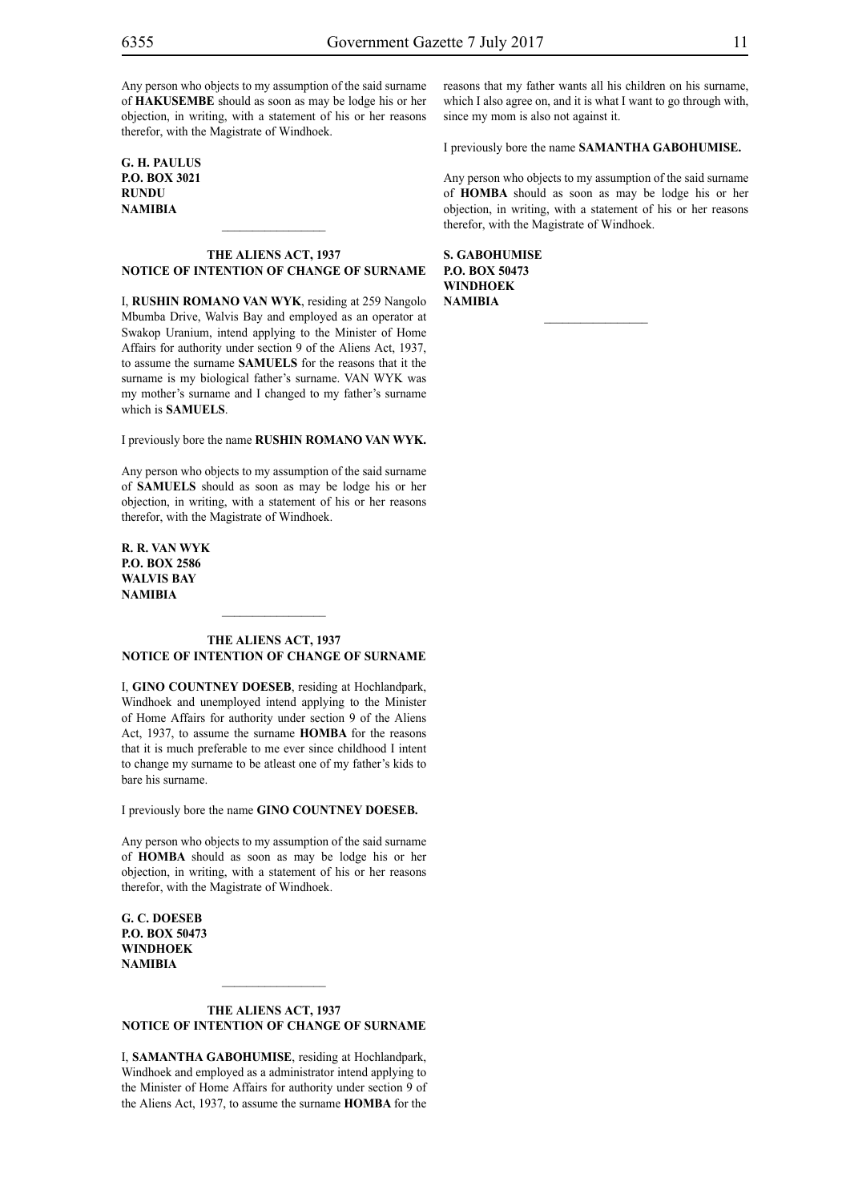Any person who objects to my assumption of the said surname of **HAKUSEMBE** should as soon as may be lodge his or her objection, in writing, with a statement of his or her reasons therefor, with the Magistrate of Windhoek.

**G. H. PAULUS**
**P.O. BOX 3021**
**RUNDU**
**NAMIBIA**

________________

**THE ALIENS ACT, 1937**
**NOTICE OF INTENTION OF CHANGE OF SURNAME**

I, **RUSHIN ROMANO VAN WYK**, residing at 259 Nangolo Mbumba Drive, Walvis Bay and employed as an operator at Swakop Uranium, intend applying to the Minister of Home Affairs for authority under section 9 of the Aliens Act, 1937, to assume the surname **SAMUELS** for the reasons that it the surname is my biological father's surname. VAN WYK was my mother's surname and I changed to my father's surname which is **SAMUELS**.

I previously bore the name **RUSHIN ROMANO VAN WYK.**

Any person who objects to my assumption of the said surname of **SAMUELS** should as soon as may be lodge his or her objection, in writing, with a statement of his or her reasons therefor, with the Magistrate of Windhoek.

**R. R. VAN WYK**
**P.O. BOX 2586**
**WALVIS BAY**
**NAMIBIA**

________________

**THE ALIENS ACT, 1937**
**NOTICE OF INTENTION OF CHANGE OF SURNAME**

I, **GINO COUNTNEY DOESEB**, residing at Hochlandpark, Windhoek and unemployed intend applying to the Minister of Home Affairs for authority under section 9 of the Aliens Act, 1937, to assume the surname **HOMBA** for the reasons that it is much preferable to me ever since childhood I intent to change my surname to be atleast one of my father's kids to bare his surname.

I previously bore the name **GINO COUNTNEY DOESEB.**

Any person who objects to my assumption of the said surname of **HOMBA** should as soon as may be lodge his or her objection, in writing, with a statement of his or her reasons therefor, with the Magistrate of Windhoek.

**G. C. DOESEB**
**P.O. BOX 50473**
**WINDHOEK**
**NAMIBIA**

________________

**THE ALIENS ACT, 1937**
**NOTICE OF INTENTION OF CHANGE OF SURNAME**

I, **SAMANTHA GABOHUMISE**, residing at Hochlandpark, Windhoek and employed as a administrator intend applying to the Minister of Home Affairs for authority under section 9 of the Aliens Act, 1937, to assume the surname **HOMBA** for the reasons that my father wants all his children on his surname, which I also agree on, and it is what I want to go through with, since my mom is also not against it.

I previously bore the name **SAMANTHA GABOHUMISE.**

Any person who objects to my assumption of the said surname of **HOMBA** should as soon as may be lodge his or her objection, in writing, with a statement of his or her reasons therefor, with the Magistrate of Windhoek.

**S. GABOHUMISE**
**P.O. BOX 50473**
**WINDHOEK**
**NAMIBIA**

________________